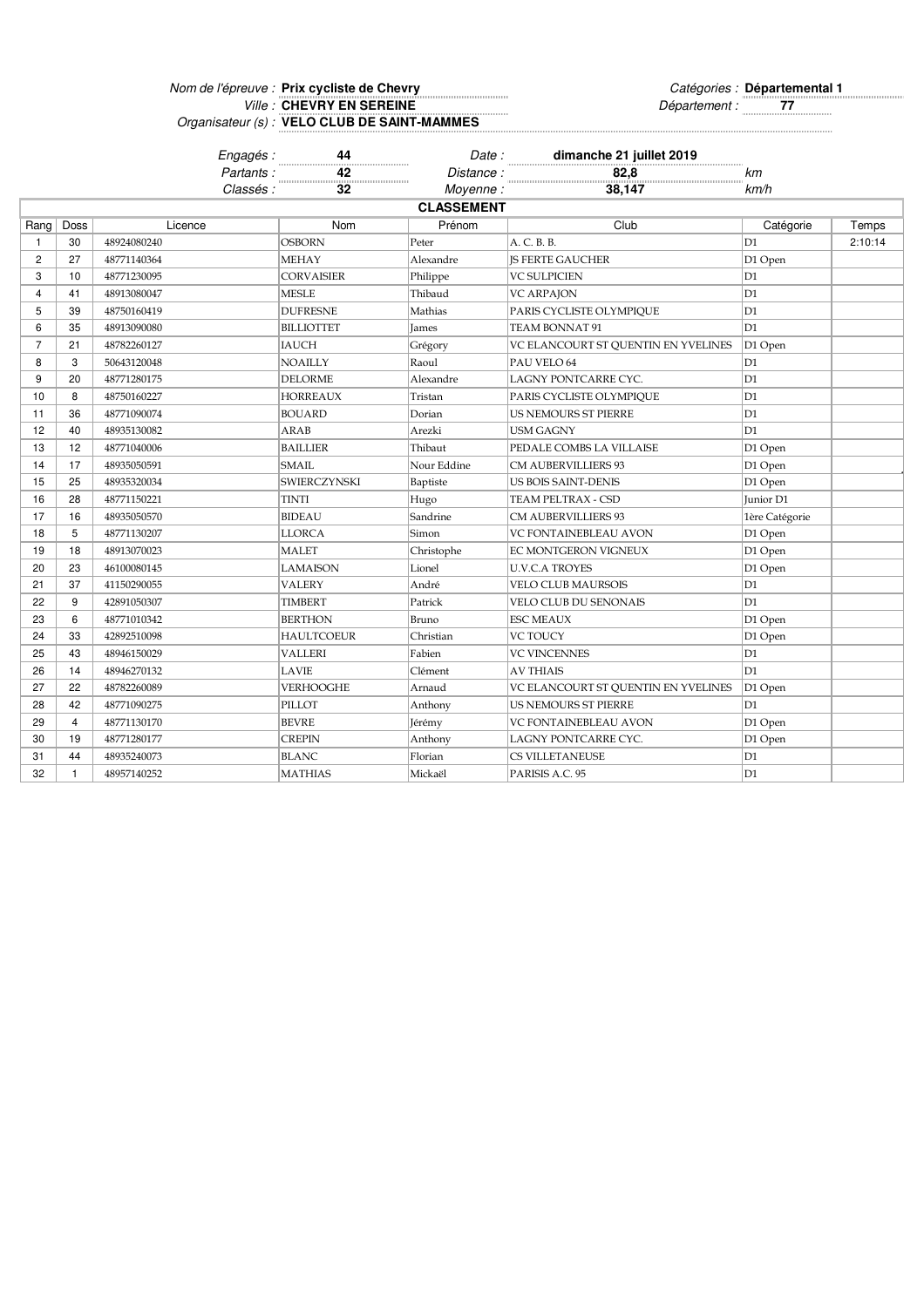*Nom de l'épreuve :* **Prix cycliste de Chevry** *Catégories :* **Départemental 1**

*Ville :* **CHEVRY EN SEREINE** *Département :* **77**

*Organisateur (s) :* **VELO CLUB DE SAINT-MAMMES**

*Engagés :* **44** *Date :* **dimanche 21 juillet 2019**

*Partants :* **42** *Distance :* **82,8** *km*

*Classés :* **32** *Moyenne :* **38,147** *km/h*

**CLASSEMENT**

| Rang | Doss | Licence | Nom | Prénom | Club | Catégorie | Temps |
|---|---|---|---|---|---|---|---|
| 1 | 30 | 48924080240 | OSBORN | Peter | A. C. B. B. | D1 | 2:10:14 |
| 2 | 27 | 48771140364 | MEHAY | Alexandre | JS FERTE GAUCHER | D1 Open | |
| 3 | 10 | 48771230095 | CORVAISIER | Philippe | VC SULPICIEN | D1 | |
| 4 | 41 | 48913080047 | MESLE | Thibaud | VC ARPAJON | D1 | |
| 5 | 39 | 48750160419 | DUFRESNE | Mathias | PARIS CYCLISTE OLYMPIQUE | D1 | |
| 6 | 35 | 48913090080 | BILLIOTTET | James | TEAM BONNAT 91 | D1 | |
| 7 | 21 | 48782260127 | IAUCH | Grégory | VC ELANCOURT ST QUENTIN EN YVELINES | D1 Open | |
| 8 | 3 | 50643120048 | NOAILLY | Raoul | PAU VELO 64 | D1 | |
| 9 | 20 | 48771280175 | DELORME | Alexandre | LAGNY PONTCARRE CYC. | D1 | |
| 10 | 8 | 48750160227 | HORREAUX | Tristan | PARIS CYCLISTE OLYMPIQUE | D1 | |
| 11 | 36 | 48771090074 | BOUARD | Dorian | US NEMOURS ST PIERRE | D1 | |
| 12 | 40 | 48935130082 | ARAB | Arezki | USM GAGNY | D1 | |
| 13 | 12 | 48771040006 | BAILLIER | Thibaut | PEDALE COMBS LA VILLAISE | D1 Open | |
| 14 | 17 | 48935050591 | SMAIL | Nour Eddine | CM AUBERVILLIERS 93 | D1 Open | |
| 15 | 25 | 48935320034 | SWIERCZYNSKI | Baptiste | US BOIS SAINT-DENIS | D1 Open | |
| 16 | 28 | 48771150221 | TINTI | Hugo | TEAM PELTRAX - CSD | Junior D1 | |
| 17 | 16 | 48935050570 | BIDEAU | Sandrine | CM AUBERVILLIERS 93 | 1ère Catégorie | |
| 18 | 5 | 48771130207 | LLORCA | Simon | VC FONTAINEBLEAU AVON | D1 Open | |
| 19 | 18 | 48913070023 | MALET | Christophe | EC MONTGERON VIGNEUX | D1 Open | |
| 20 | 23 | 46100080145 | LAMAISON | Lionel | U.V.C.A TROYES | D1 Open | |
| 21 | 37 | 41150290055 | VALERY | André | VELO CLUB MAURSOIS | D1 | |
| 22 | 9 | 42891050307 | TIMBERT | Patrick | VELO CLUB DU SENONAIS | D1 | |
| 23 | 6 | 48771010342 | BERTHON | Bruno | ESC MEAUX | D1 Open | |
| 24 | 33 | 42892510098 | HAULTCOEUR | Christian | VC TOUCY | D1 Open | |
| 25 | 43 | 48946150029 | VALLERI | Fabien | VC VINCENNES | D1 | |
| 26 | 14 | 48946270132 | LAVIE | Clément | AV THIAIS | D1 | |
| 27 | 22 | 48782260089 | VERHOOGHE | Arnaud | VC ELANCOURT ST QUENTIN EN YVELINES | D1 Open | |
| 28 | 42 | 48771090275 | PILLOT | Anthony | US NEMOURS ST PIERRE | D1 | |
| 29 | 4 | 48771130170 | BEVRE | Jérémy | VC FONTAINEBLEAU AVON | D1 Open | |
| 30 | 19 | 48771280177 | CREPIN | Anthony | LAGNY PONTCARRE CYC. | D1 Open | |
| 31 | 44 | 48935240073 | BLANC | Florian | CS VILLETANEUSE | D1 | |
| 32 | 1 | 48957140252 | MATHIAS | Mickaël | PARISIS A.C. 95 | D1 | |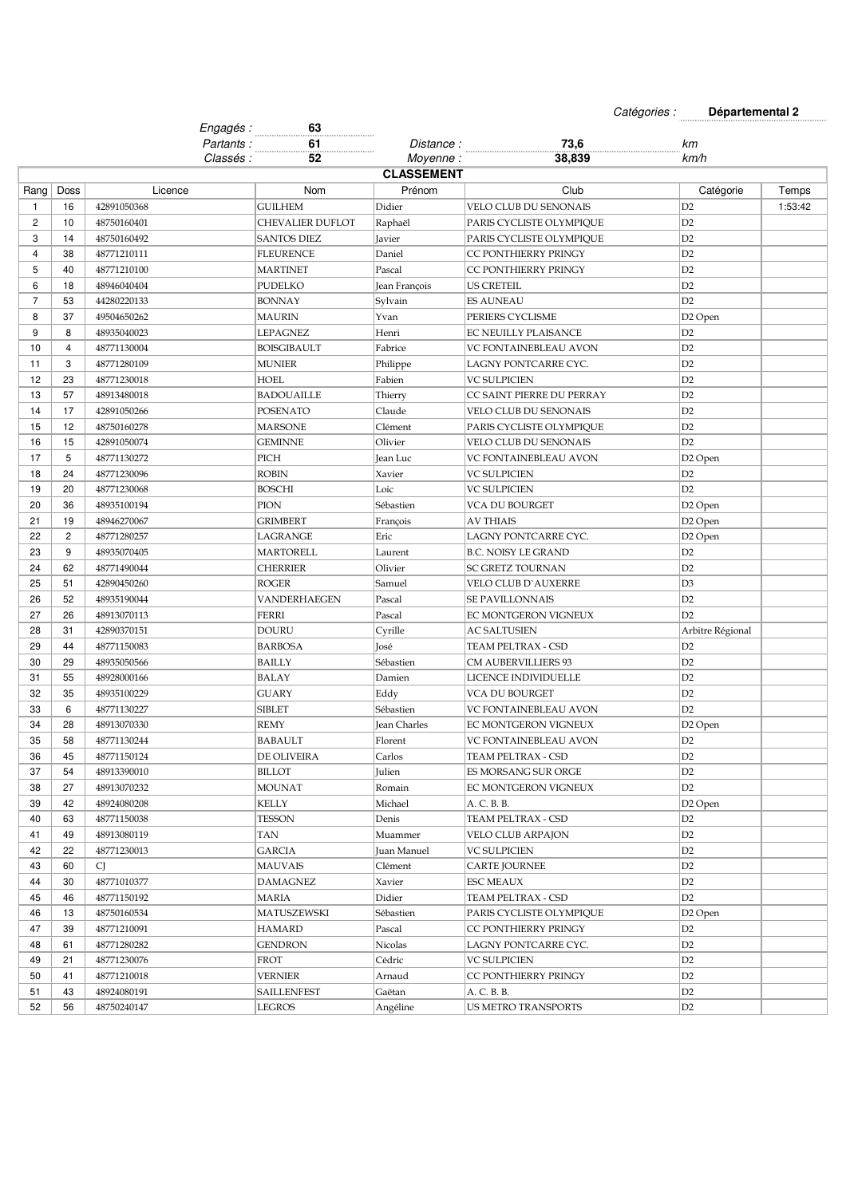Catégories : **Départemental 2**

| | | | |
|---|---|---|---|
| *Engagés :* | **63** | | |
| *Partants :* | **61** | *Distance :* | **73,6** km |
| *Classés :* | **52** | *Moyenne :* | **38,839** km/h |

**CLASSEMENT**

| Rang | Doss | Licence | Nom | Prénom | Club | Catégorie | Temps |
|---|---|---|---|---|---|---|---|
| 1 | 16 | 42891050368 | GUILHEM | Didier | VELO CLUB DU SENONAIS | D2 | 1:53:42 |
| 2 | 10 | 48750160401 | CHEVALIER DUFLOT | Raphaël | PARIS CYCLISTE OLYMPIQUE | D2 | |
| 3 | 14 | 48750160492 | SANTOS DIEZ | Javier | PARIS CYCLISTE OLYMPIQUE | D2 | |
| 4 | 38 | 48771210111 | FLEURENCE | Daniel | CC PONTHIERRY PRINGY | D2 | |
| 5 | 40 | 48771210100 | MARTINET | Pascal | CC PONTHIERRY PRINGY | D2 | |
| 6 | 18 | 48946040404 | PUDELKO | Jean François | US CRETEIL | D2 | |
| 7 | 53 | 44280220133 | BONNAY | Sylvain | ES AUNEAU | D2 | |
| 8 | 37 | 49504650262 | MAURIN | Yvan | PERIERS CYCLISME | D2 Open | |
| 9 | 8 | 48935040023 | LEPAGNEZ | Henri | EC NEUILLY PLAISANCE | D2 | |
| 10 | 4 | 48771130004 | BOISGIBAULT | Fabrice | VC FONTAINEBLEAU AVON | D2 | |
| 11 | 3 | 48771280109 | MUNIER | Philippe | LAGNY PONTCARRE CYC. | D2 | |
| 12 | 23 | 48771230018 | HOEL | Fabien | VC SULPICIEN | D2 | |
| 13 | 57 | 48913480018 | BADOUAILLE | Thierry | CC SAINT PIERRE DU PERRAY | D2 | |
| 14 | 17 | 42891050266 | POSENATO | Claude | VELO CLUB DU SENONAIS | D2 | |
| 15 | 12 | 48750160278 | MARSONE | Clément | PARIS CYCLISTE OLYMPIQUE | D2 | |
| 16 | 15 | 42891050074 | GEMINNE | Olivier | VELO CLUB DU SENONAIS | D2 | |
| 17 | 5 | 48771130272 | PICH | Jean Luc | VC FONTAINEBLEAU AVON | D2 Open | |
| 18 | 24 | 48771230096 | ROBIN | Xavier | VC SULPICIEN | D2 | |
| 19 | 20 | 48771230068 | BOSCHI | Loïc | VC SULPICIEN | D2 | |
| 20 | 36 | 48935100194 | PION | Sébastien | VCA DU BOURGET | D2 Open | |
| 21 | 19 | 48946270067 | GRIMBERT | François | AV THIAIS | D2 Open | |
| 22 | 2 | 48771280257 | LAGRANGE | Eric | LAGNY PONTCARRE CYC. | D2 Open | |
| 23 | 9 | 48935070405 | MARTORELL | Laurent | B.C. NOISY LE GRAND | D2 | |
| 24 | 62 | 48771490044 | CHERRIER | Olivier | SC GRETZ TOURNAN | D2 | |
| 25 | 51 | 42890450260 | ROGER | Samuel | VELO CLUB D`AUXERRE | D3 | |
| 26 | 52 | 48935190044 | VANDERHAEGEN | Pascal | SE PAVILLONNAIS | D2 | |
| 27 | 26 | 48913070113 | FERRI | Pascal | EC MONTGERON VIGNEUX | D2 | |
| 28 | 31 | 42890370151 | DOURU | Cyrille | AC SALTUSIEN | Arbitre Régional | |
| 29 | 44 | 48771150083 | BARBOSA | José | TEAM PELTRAX - CSD | D2 | |
| 30 | 29 | 48935050566 | BAILLY | Sébastien | CM AUBERVILLIERS 93 | D2 | |
| 31 | 55 | 48928000166 | BALAY | Damien | LICENCE INDIVIDUELLE | D2 | |
| 32 | 35 | 48935100229 | GUARY | Eddy | VCA DU BOURGET | D2 | |
| 33 | 6 | 48771130227 | SIBLET | Sébastien | VC FONTAINEBLEAU AVON | D2 | |
| 34 | 28 | 48913070330 | REMY | Jean Charles | EC MONTGERON VIGNEUX | D2 Open | |
| 35 | 58 | 48771130244 | BABAULT | Florent | VC FONTAINEBLEAU AVON | D2 | |
| 36 | 45 | 48771150124 | DE OLIVEIRA | Carlos | TEAM PELTRAX - CSD | D2 | |
| 37 | 54 | 48913390010 | BILLOT | Julien | ES MORSANG SUR ORGE | D2 | |
| 38 | 27 | 48913070232 | MOUNAT | Romain | EC MONTGERON VIGNEUX | D2 | |
| 39 | 42 | 48924080208 | KELLY | Michael | A. C. B. B. | D2 Open | |
| 40 | 63 | 48771150038 | TESSON | Denis | TEAM PELTRAX - CSD | D2 | |
| 41 | 49 | 48913080119 | TAN | Muammer | VELO CLUB ARPAJON | D2 | |
| 42 | 22 | 48771230013 | GARCIA | Juan Manuel | VC SULPICIEN | D2 | |
| 43 | 60 | CJ | MAUVAIS | Clément | CARTE JOURNEE | D2 | |
| 44 | 30 | 48771010377 | DAMAGNEZ | Xavier | ESC MEAUX | D2 | |
| 45 | 46 | 48771150192 | MARIA | Didier | TEAM PELTRAX - CSD | D2 | |
| 46 | 13 | 48750160534 | MATUSZEWSKI | Sébastien | PARIS CYCLISTE OLYMPIQUE | D2 Open | |
| 47 | 39 | 48771210091 | HAMARD | Pascal | CC PONTHIERRY PRINGY | D2 | |
| 48 | 61 | 48771280282 | GENDRON | Nicolas | LAGNY PONTCARRE CYC. | D2 | |
| 49 | 21 | 48771230076 | FROT | Cédric | VC SULPICIEN | D2 | |
| 50 | 41 | 48771210018 | VERNIER | Arnaud | CC PONTHIERRY PRINGY | D2 | |
| 51 | 43 | 48924080191 | SAILLENFEST | Gaëtan | A. C. B. B. | D2 | |
| 52 | 56 | 48750240147 | LEGROS | Angéline | US METRO TRANSPORTS | D2 | |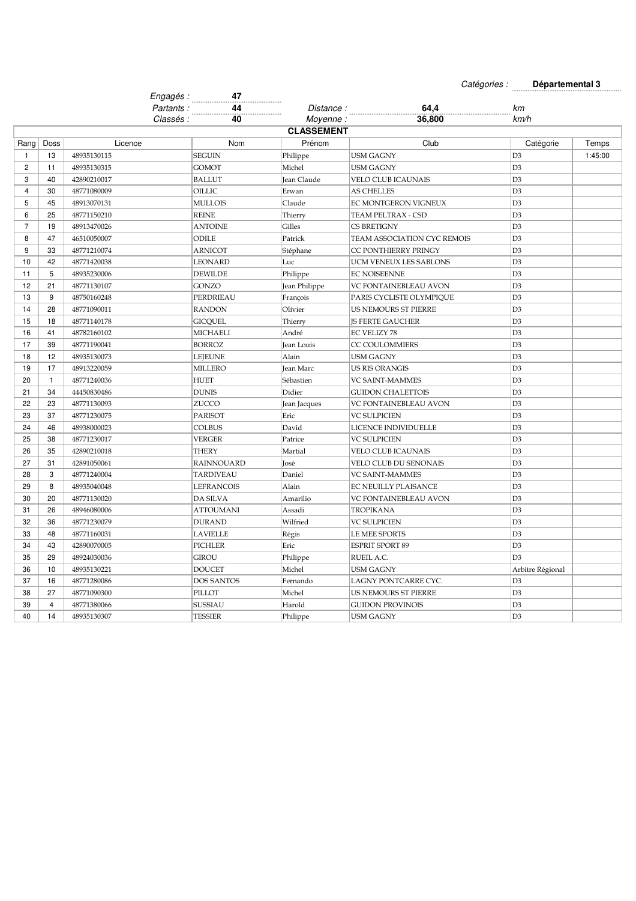Catégories : **Départemental 3**

Engagés : **47**
Partants : **44**
Classés : **40**

Distance : **64,4** km
Moyenne : **36,800** km/h

## CLASSEMENT

| Rang | Doss | Licence | Nom | Prénom | Club | Catégorie | Temps |
|---|---|---|---|---|---|---|---|
| 1 | 13 | 48935130115 | SEGUIN | Philippe | USM GAGNY | D3 | 1:45:00 |
| 2 | 11 | 48935130315 | GOMOT | Michel | USM GAGNY | D3 | |
| 3 | 40 | 42890210017 | BALLUT | Jean Claude | VELO CLUB ICAUNAIS | D3 | |
| 4 | 30 | 48771080009 | OILLIC | Erwan | AS CHELLES | D3 | |
| 5 | 45 | 48913070131 | MULLOIS | Claude | EC MONTGERON VIGNEUX | D3 | |
| 6 | 25 | 48771150210 | REINE | Thierry | TEAM PELTRAX - CSD | D3 | |
| 7 | 19 | 48913470026 | ANTOINE | Gilles | CS BRETIGNY | D3 | |
| 8 | 47 | 46510050007 | ODILE | Patrick | TEAM ASSOCIATION CYC REMOIS | D3 | |
| 9 | 33 | 48771210074 | ARNICOT | Stéphane | CC PONTHIERRY PRINGY | D3 | |
| 10 | 42 | 48771420038 | LEONARD | Luc | UCM VENEUX LES SABLONS | D3 | |
| 11 | 5 | 48935230006 | DEWILDE | Philippe | EC NOISEENNE | D3 | |
| 12 | 21 | 48771130107 | GONZO | Jean Philippe | VC FONTAINEBLEAU AVON | D3 | |
| 13 | 9 | 48750160248 | PERDRIEAU | François | PARIS CYCLISTE OLYMPIQUE | D3 | |
| 14 | 28 | 48771090011 | RANDON | Olivier | US NEMOURS ST PIERRE | D3 | |
| 15 | 18 | 48771140178 | GICQUEL | Thierry | JS FERTE GAUCHER | D3 | |
| 16 | 41 | 48782160102 | MICHAELI | André | EC VELIZY 78 | D3 | |
| 17 | 39 | 48771190041 | BORROZ | Jean Louis | CC COULOMMIERS | D3 | |
| 18 | 12 | 48935130073 | LEJEUNE | Alain | USM GAGNY | D3 | |
| 19 | 17 | 48913220059 | MILLERO | Jean Marc | US RIS ORANGIS | D3 | |
| 20 | 1 | 48771240036 | HUET | Sébastien | VC SAINT-MAMMES | D3 | |
| 21 | 34 | 44450830486 | DUNIS | Didier | GUIDON CHALETTOIS | D3 | |
| 22 | 23 | 48771130093 | ZUCCO | Jean Jacques | VC FONTAINEBLEAU AVON | D3 | |
| 23 | 37 | 48771230075 | PARISOT | Eric | VC SULPICIEN | D3 | |
| 24 | 46 | 48938000023 | COLBUS | David | LICENCE INDIVIDUELLE | D3 | |
| 25 | 38 | 48771230017 | VERGER | Patrice | VC SULPICIEN | D3 | |
| 26 | 35 | 42890210018 | THERY | Martial | VELO CLUB ICAUNAIS | D3 | |
| 27 | 31 | 42891050061 | RAINNOUARD | José | VELO CLUB DU SENONAIS | D3 | |
| 28 | 3 | 48771240004 | TARDIVEAU | Daniel | VC SAINT-MAMMES | D3 | |
| 29 | 8 | 48935040048 | LEFRANCOIS | Alain | EC NEUILLY PLAISANCE | D3 | |
| 30 | 20 | 48771130020 | DA SILVA | Amarilio | VC FONTAINEBLEAU AVON | D3 | |
| 31 | 26 | 48946080006 | ATTOUMANI | Assadi | TROPIKANA | D3 | |
| 32 | 36 | 48771230079 | DURAND | Wilfried | VC SULPICIEN | D3 | |
| 33 | 48 | 48771160031 | LAVIELLE | Régis | LE MEE SPORTS | D3 | |
| 34 | 43 | 42890070005 | PICHLER | Eric | ESPRIT SPORT 89 | D3 | |
| 35 | 29 | 48924030036 | GIROU | Philippe | RUEIL A.C. | D3 | |
| 36 | 10 | 48935130221 | DOUCET | Michel | USM GAGNY | Arbitre Régional | |
| 37 | 16 | 48771280086 | DOS SANTOS | Fernando | LAGNY PONTCARRE CYC. | D3 | |
| 38 | 27 | 48771090300 | PILLOT | Michel | US NEMOURS ST PIERRE | D3 | |
| 39 | 4 | 48771380066 | SUSSIAU | Harold | GUIDON PROVINOIS | D3 | |
| 40 | 14 | 48935130307 | TESSIER | Philippe | USM GAGNY | D3 | |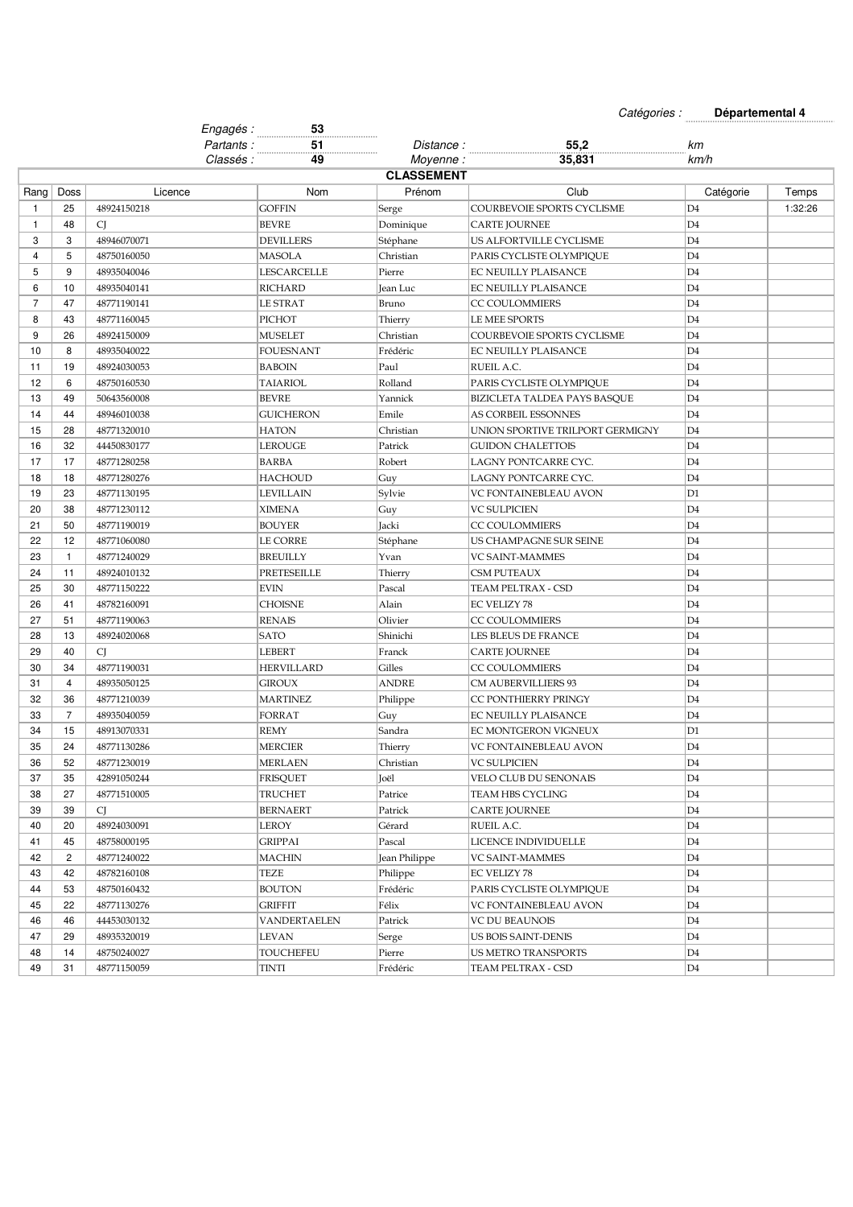Catégories : **Départemental 4**

| | | | |
|---|---|---|---|
| *Engagés :* | **53** | | |
| *Partants :* | **51** | *Distance :* | **55,2** km |
| *Classés :* | **49** | *Moyenne :* | **35,831** km/h |

## CLASSEMENT

| Rang | Doss | Licence | Nom | Prénom | Club | Catégorie | Temps |
|---|---|---|---|---|---|---|---|
| 1 | 25 | 48924150218 | GOFFIN | Serge | COURBEVOIE SPORTS CYCLISME | D4 | 1:32:26 |
| 1 | 48 | CJ | BEVRE | Dominique | CARTE JOURNEE | D4 | |
| 3 | 3 | 48946070071 | DEVILLERS | Stéphane | US ALFORTVILLE CYCLISME | D4 | |
| 4 | 5 | 48750160050 | MASOLA | Christian | PARIS CYCLISTE OLYMPIQUE | D4 | |
| 5 | 9 | 48935040046 | LESCARCELLE | Pierre | EC NEUILLY PLAISANCE | D4 | |
| 6 | 10 | 48935040141 | RICHARD | Jean Luc | EC NEUILLY PLAISANCE | D4 | |
| 7 | 47 | 48771190141 | LE STRAT | Bruno | CC COULOMMIERS | D4 | |
| 8 | 43 | 48771160045 | PICHOT | Thierry | LE MEE SPORTS | D4 | |
| 9 | 26 | 48924150009 | MUSELET | Christian | COURBEVOIE SPORTS CYCLISME | D4 | |
| 10 | 8 | 48935040022 | FOUESNANT | Frédéric | EC NEUILLY PLAISANCE | D4 | |
| 11 | 19 | 48924030053 | BABOIN | Paul | RUEIL A.C. | D4 | |
| 12 | 6 | 48750160530 | TAIARIOL | Rolland | PARIS CYCLISTE OLYMPIQUE | D4 | |
| 13 | 49 | 50643560008 | BEVRE | Yannick | BIZICLETA TALDEA PAYS BASQUE | D4 | |
| 14 | 44 | 48946010038 | GUICHERON | Emile | AS CORBEIL ESSONNES | D4 | |
| 15 | 28 | 48771320010 | HATON | Christian | UNION SPORTIVE TRILPORT GERMIGNY | D4 | |
| 16 | 32 | 44450830177 | LEROUGE | Patrick | GUIDON CHALETTOIS | D4 | |
| 17 | 17 | 48771280258 | BARBA | Robert | LAGNY PONTCARRE CYC. | D4 | |
| 18 | 18 | 48771280276 | HACHOUD | Guy | LAGNY PONTCARRE CYC. | D4 | |
| 19 | 23 | 48771130195 | LEVILLAIN | Sylvie | VC FONTAINEBLEAU AVON | D1 | |
| 20 | 38 | 48771230112 | XIMENA | Guy | VC SULPICIEN | D4 | |
| 21 | 50 | 48771190019 | BOUYER | Jacki | CC COULOMMIERS | D4 | |
| 22 | 12 | 48771060080 | LE CORRE | Stéphane | US CHAMPAGNE SUR SEINE | D4 | |
| 23 | 1 | 48771240029 | BREUILLY | Yvan | VC SAINT-MAMMES | D4 | |
| 24 | 11 | 48924010132 | PRETESEILLE | Thierry | CSM PUTEAUX | D4 | |
| 25 | 30 | 48771150222 | EVIN | Pascal | TEAM PELTRAX - CSD | D4 | |
| 26 | 41 | 48782160091 | CHOISNE | Alain | EC VELIZY 78 | D4 | |
| 27 | 51 | 48771190063 | RENAIS | Olivier | CC COULOMMIERS | D4 | |
| 28 | 13 | 48924020068 | SATO | Shinichi | LES BLEUS DE FRANCE | D4 | |
| 29 | 40 | CJ | LEBERT | Franck | CARTE JOURNEE | D4 | |
| 30 | 34 | 48771190031 | HERVILLARD | Gilles | CC COULOMMIERS | D4 | |
| 31 | 4 | 48935050125 | GIROUX | ANDRE | CM AUBERVILLIERS 93 | D4 | |
| 32 | 36 | 48771210039 | MARTINEZ | Philippe | CC PONTHIERRY PRINGY | D4 | |
| 33 | 7 | 48935040059 | FORRAT | Guy | EC NEUILLY PLAISANCE | D4 | |
| 34 | 15 | 48913070331 | REMY | Sandra | EC MONTGERON VIGNEUX | D1 | |
| 35 | 24 | 48771130286 | MERCIER | Thierry | VC FONTAINEBLEAU AVON | D4 | |
| 36 | 52 | 48771230019 | MERLAEN | Christian | VC SULPICIEN | D4 | |
| 37 | 35 | 42891050244 | FRISQUET | Joël | VELO CLUB DU SENONAIS | D4 | |
| 38 | 27 | 48771510005 | TRUCHET | Patrice | TEAM HBS CYCLING | D4 | |
| 39 | 39 | CJ | BERNAERT | Patrick | CARTE JOURNEE | D4 | |
| 40 | 20 | 48924030091 | LEROY | Gérard | RUEIL A.C. | D4 | |
| 41 | 45 | 48758000195 | GRIPPAI | Pascal | LICENCE INDIVIDUELLE | D4 | |
| 42 | 2 | 48771240022 | MACHIN | Jean Philippe | VC SAINT-MAMMES | D4 | |
| 43 | 42 | 48782160108 | TEZE | Philippe | EC VELIZY 78 | D4 | |
| 44 | 53 | 48750160432 | BOUTON | Frédéric | PARIS CYCLISTE OLYMPIQUE | D4 | |
| 45 | 22 | 48771130276 | GRIFFIT | Félix | VC FONTAINEBLEAU AVON | D4 | |
| 46 | 46 | 44453030132 | VANDERTAELEN | Patrick | VC DU BEAUNOIS | D4 | |
| 47 | 29 | 48935320019 | LEVAN | Serge | US BOIS SAINT-DENIS | D4 | |
| 48 | 14 | 48750240027 | TOUCHEFEU | Pierre | US METRO TRANSPORTS | D4 | |
| 49 | 31 | 48771150059 | TINTI | Frédéric | TEAM PELTRAX - CSD | D4 | |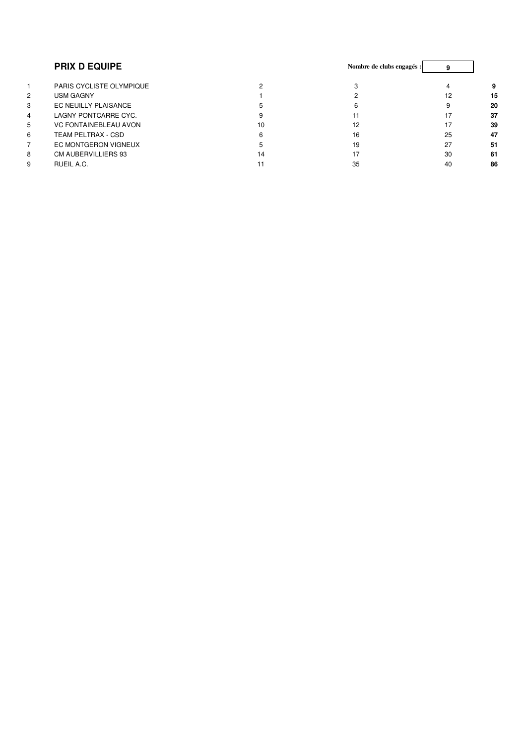## PRIX D EQUIPE

Nombre de clubs engagés : **9**

| | | | | | |
|---|---|---|---|---|---|
| 1 | PARIS CYCLISTE OLYMPIQUE | 2 | 3 | 4 | **9** |
| 2 | USM GAGNY | 1 | 2 | 12 | **15** |
| 3 | EC NEUILLY PLAISANCE | 5 | 6 | 9 | **20** |
| 4 | LAGNY PONTCARRE CYC. | 9 | 11 | 17 | **37** |
| 5 | VC FONTAINEBLEAU AVON | 10 | 12 | 17 | **39** |
| 6 | TEAM PELTRAX - CSD | 6 | 16 | 25 | **47** |
| 7 | EC MONTGERON VIGNEUX | 5 | 19 | 27 | **51** |
| 8 | CM AUBERVILLIERS 93 | 14 | 17 | 30 | **61** |
| 9 | RUEIL A.C. | 11 | 35 | 40 | **86** |